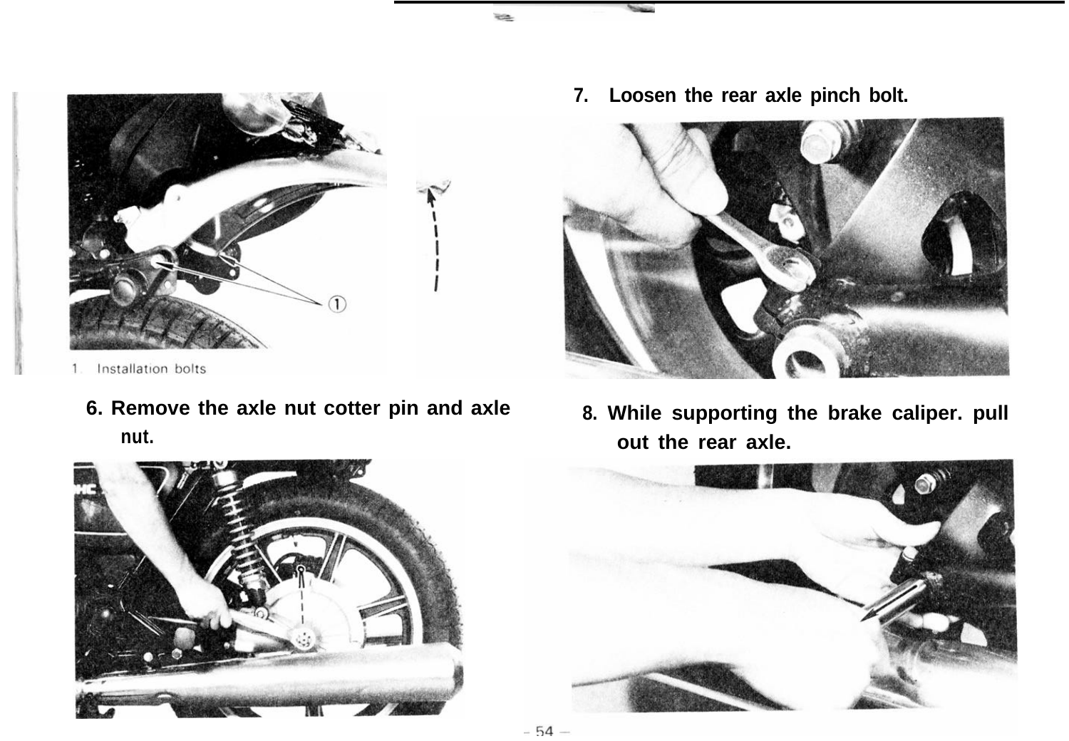1. Installation bolts

6. Remove the axle nut cotter pin and axle nut.

7. Loosen the rear axle pinch bolt.

8. While supporting the brake caliper. pull out the rear axle.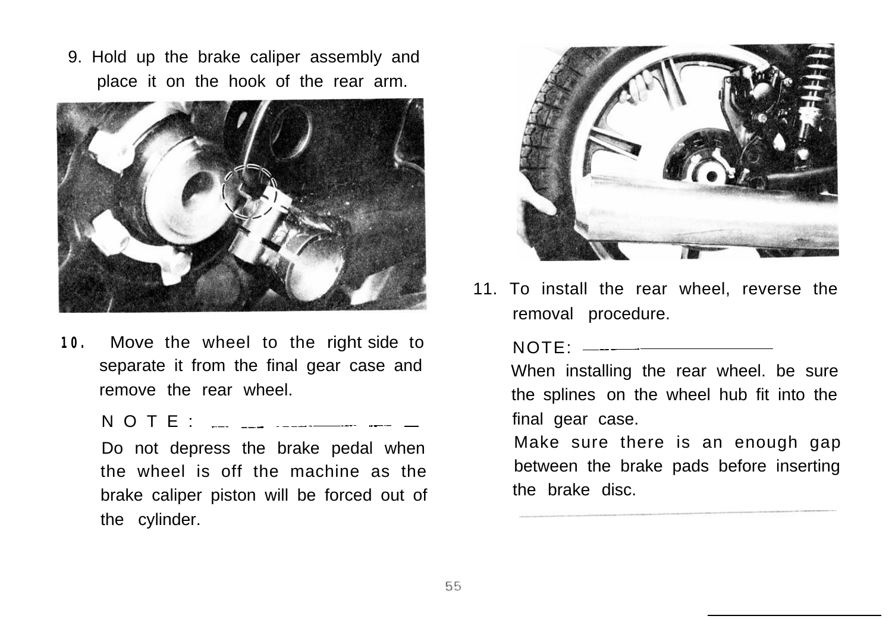9. Hold up the brake caliper assembly and place it on the hook of the rear arm.

10. Move the wheel to the right side to separate it from the final gear case and remove the rear wheel.

NOTE:

Do not depress the brake pedal when the wheel is off the machine as the brake caliper piston will be forced out of the cylinder.

11. To install the rear wheel, reverse the removal procedure.

NOTE:

When installing the rear wheel. be sure the splines on the wheel hub fit into the final gear case.

Make sure there is an enough gap between the brake pads before inserting the brake disc.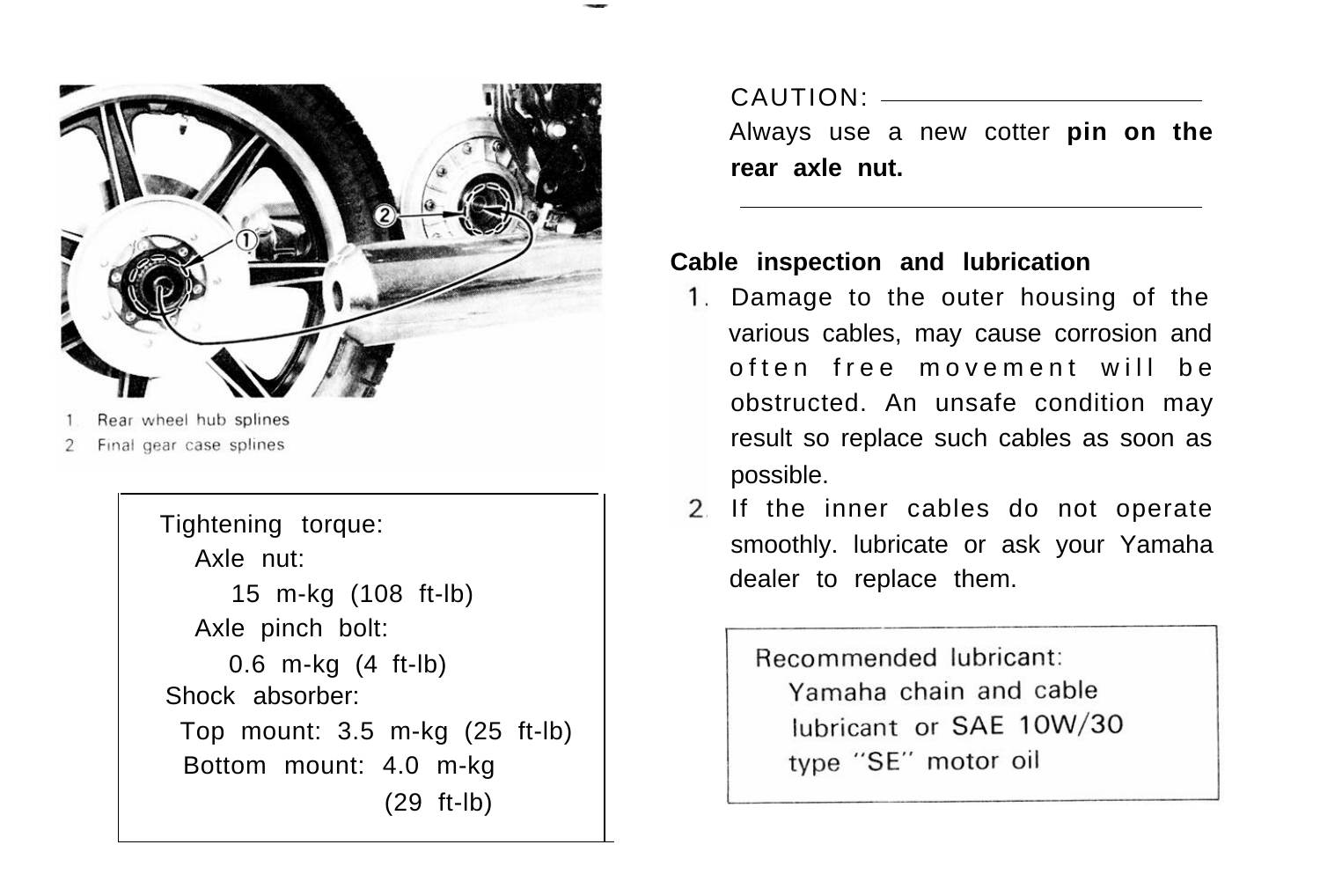1. Rear wheel hub splines
2. Final gear case splines

> Tightening torque:
> Axle nut:
> 15 m-kg (108 ft-lb)
> Axle pinch bolt:
> 0.6 m-kg (4 ft-lb)
> Shock absorber:
> Top mount: 3.5 m-kg (25 ft-lb)
> Bottom mount: 4.0 m-kg (29 ft-lb)

CAUTION:

Always use a new cotter **pin on the rear axle nut.**

---

**Cable inspection and lubrication**

1. Damage to the outer housing of the various cables, may cause corrosion and often free movement will be obstructed. An unsafe condition may result so replace such cables as soon as possible.
2. If the inner cables do not operate smoothly. lubricate or ask your Yamaha dealer to replace them.

> Recommended lubricant:
> Yamaha chain and cable lubricant or SAE 10W/30 type "SE" motor oil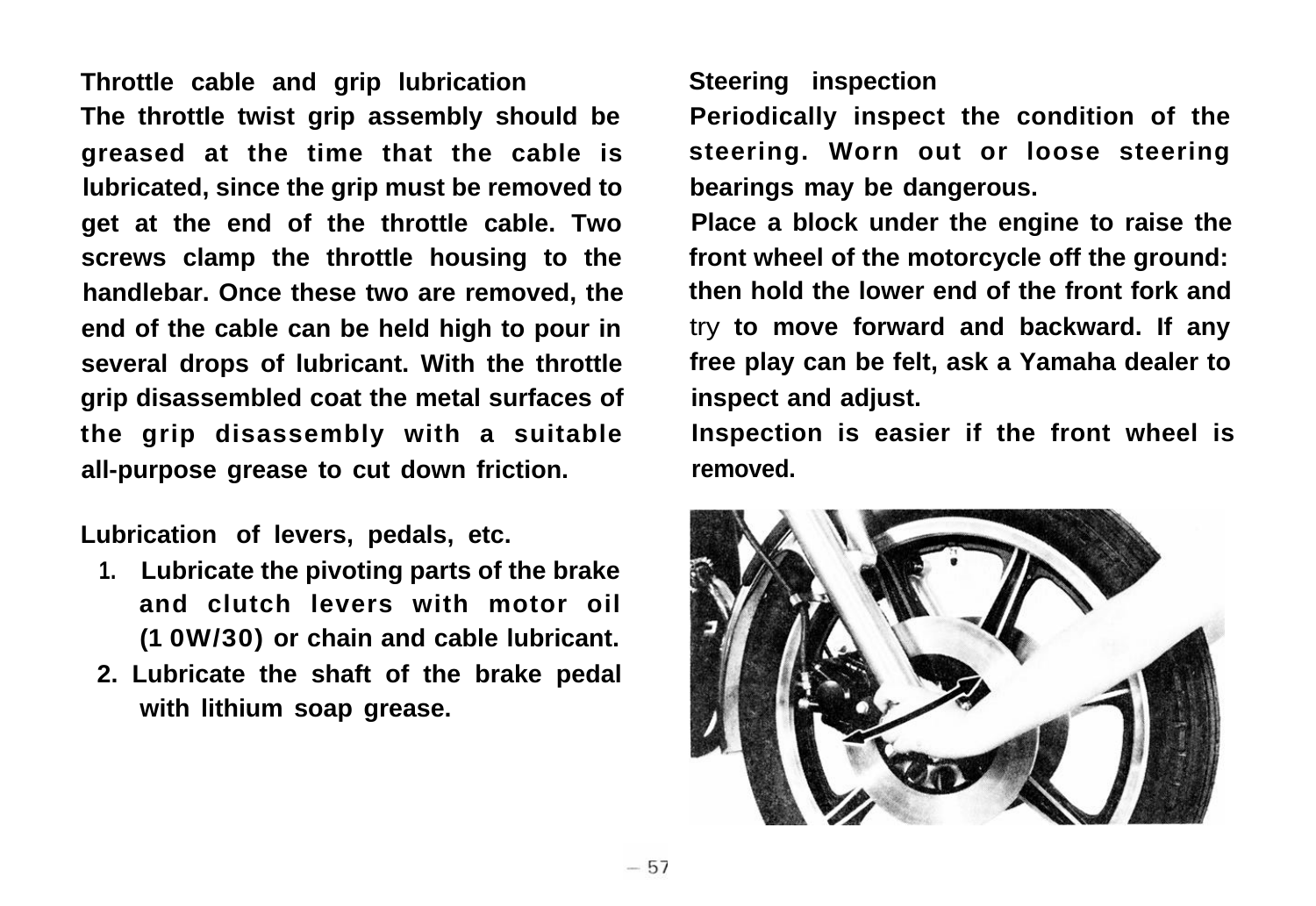### Throttle cable and grip lubrication

The throttle twist grip assembly should be greased at the time that the cable is lubricated, since the grip must be removed to get at the end of the throttle cable. Two screws clamp the throttle housing to the handlebar. Once these two are removed, the end of the cable can be held high to pour in several drops of lubricant. With the throttle grip disassembled coat the metal surfaces of the grip disassembly with a suitable all-purpose grease to cut down friction.

### Lubrication of levers, pedals, etc.

1. Lubricate the pivoting parts of the brake and clutch levers with motor oil (10W/30) or chain and cable lubricant.
2. Lubricate the shaft of the brake pedal with lithium soap grease.

### Steering inspection

Periodically inspect the condition of the steering. Worn out or loose steering bearings may be dangerous.

Place a block under the engine to raise the front wheel of the motorcycle off the ground: then hold the lower end of the front fork and try to move forward and backward. If any free play can be felt, ask a Yamaha dealer to inspect and adjust.

Inspection is easier if the front wheel is removed.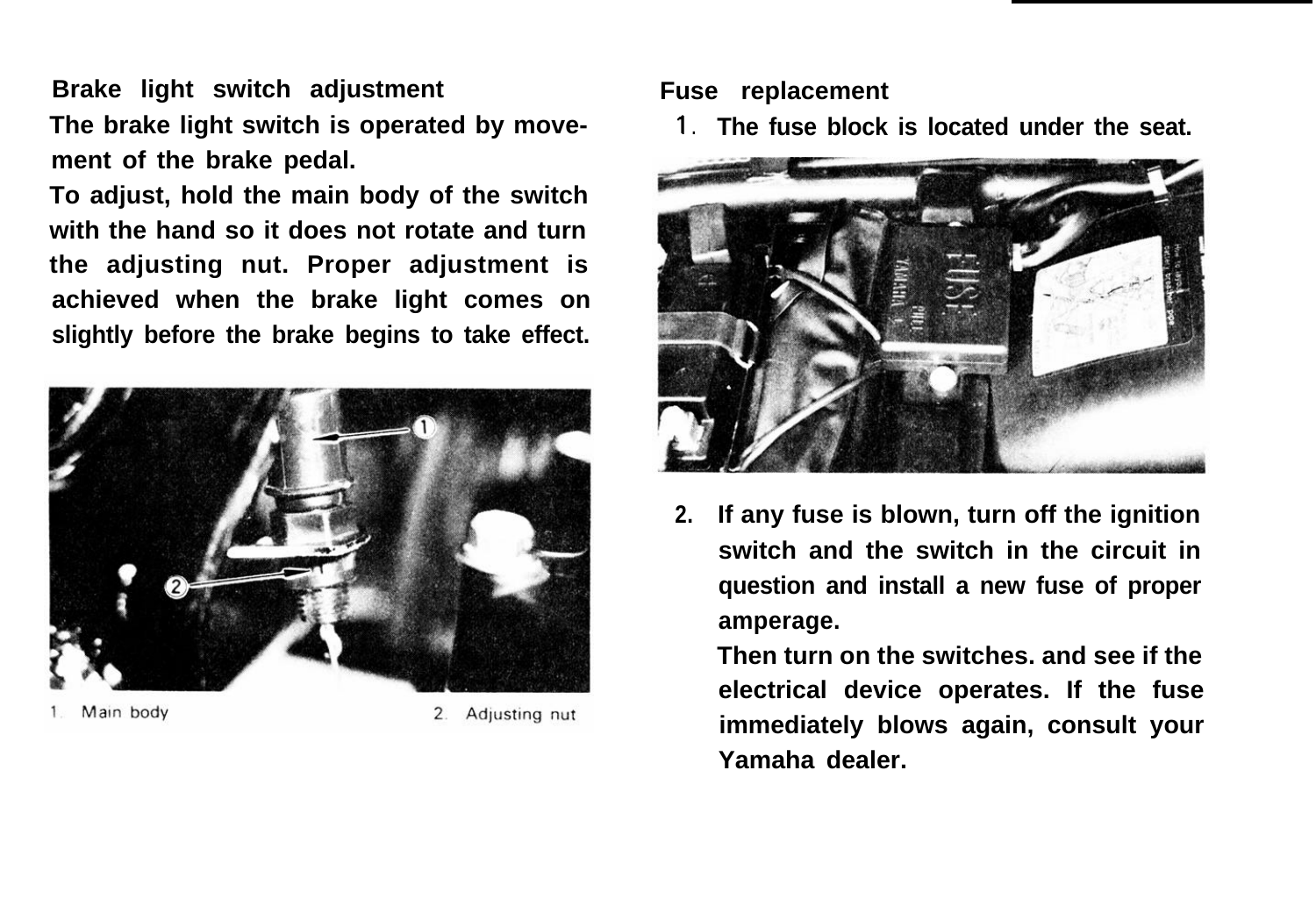## Brake light switch adjustment

The brake light switch is operated by movement of the brake pedal.

To adjust, hold the main body of the switch with the hand so it does not rotate and turn the adjusting nut. Proper adjustment is achieved when the brake light comes on slightly before the brake begins to take effect.

1. Main body  2. Adjusting nut

## Fuse replacement

1. The fuse block is located under the seat.
2. If any fuse is blown, turn off the ignition switch and the switch in the circuit in question and install a new fuse of proper amperage.

   Then turn on the switches. and see if the electrical device operates. If the fuse immediately blows again, consult your Yamaha dealer.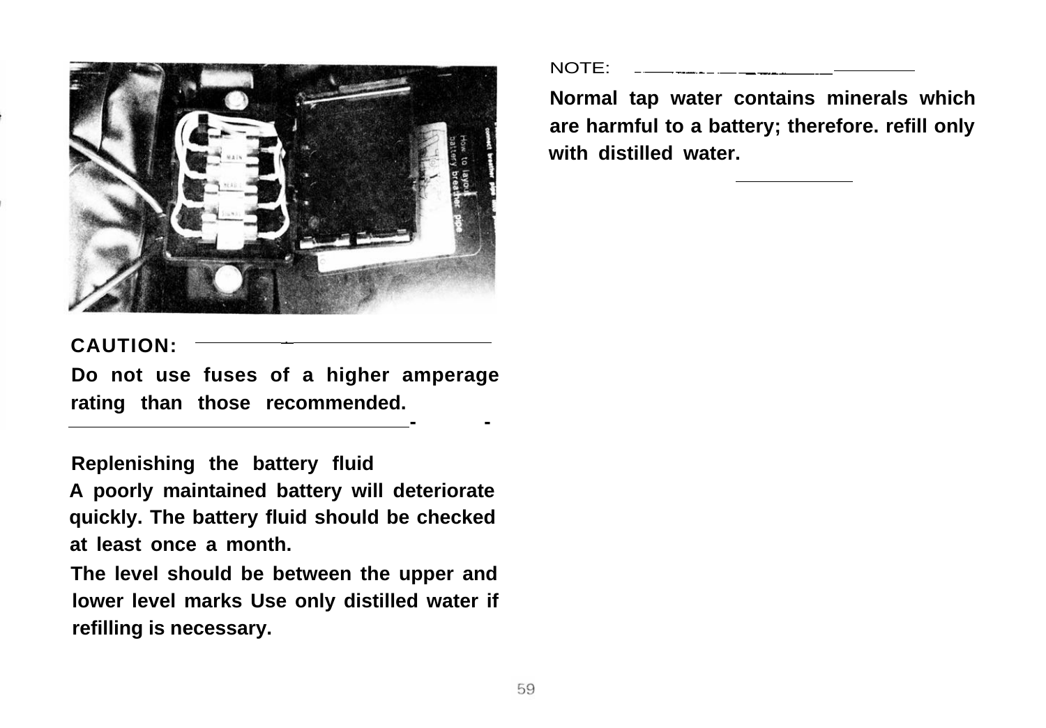**CAUTION:**

**Do not use fuses of a higher amperage rating than those recommended.**

**Replenishing the battery fluid**

**A poorly maintained battery will deteriorate quickly. The battery fluid should be checked at least once a month.**

**The level should be between the upper and lower level marks Use only distilled water if refilling is necessary.**

NOTE:

**Normal tap water contains minerals which are harmful to a battery; therefore. refill only with distilled water.**